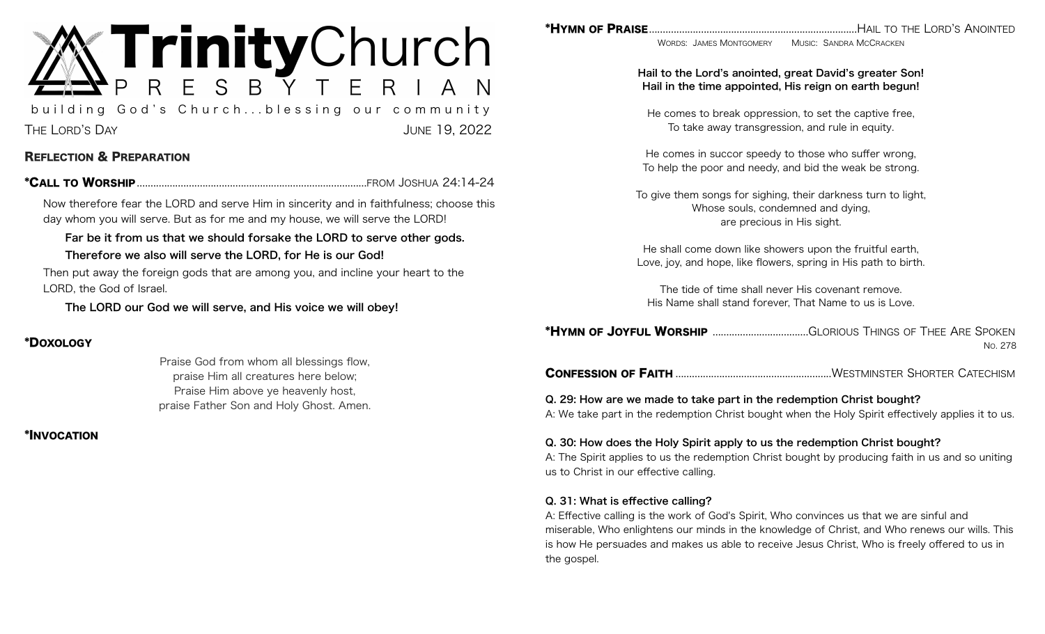# Trinity Church Presbyterian

building God's Church...blessing our community

THE LORD'S DAY JUNE 19, 2022

## REFLECTION & PREPARATION

**\*CALL TO WORSHIP** ........ FROM JOSHUA 24:14-24

Now therefore fear the LORD and serve Him in sincerity and in faithfulness; choose this day whom you will serve. But as for me and my house, we will serve the LORD!

**Far be it from us that we should forsake the LORD to serve other gods.**
**Therefore we also will serve the LORD, for He is our God!**

Then put away the foreign gods that are among you, and incline your heart to the LORD, the God of Israel.

**The LORD our God we will serve, and His voice we will obey!**

**\*DOXOLOGY**

Praise God from whom all blessings flow,
praise Him all creatures here below;
Praise Him above ye heavenly host,
praise Father Son and Holy Ghost. Amen.

**\*INVOCATION**

**\*HYMN OF PRAISE** ........ HAIL TO THE LORD'S ANOINTED

WORDS: JAMES MONTGOMERY MUSIC: SANDRA MCCRACKEN

**Hail to the Lord's anointed, great David's greater Son!**
**Hail in the time appointed, His reign on earth begun!**

He comes to break oppression, to set the captive free,
To take away transgression, and rule in equity.

He comes in succor speedy to those who suffer wrong,
To help the poor and needy, and bid the weak be strong.

To give them songs for sighing, their darkness turn to light,
Whose souls, condemned and dying,
are precious in His sight.

He shall come down like showers upon the fruitful earth,
Love, joy, and hope, like flowers, spring in His path to birth.

The tide of time shall never His covenant remove.
His Name shall stand forever, That Name to us is Love.

**\*HYMN OF JOYFUL WORSHIP** ........ GLORIOUS THINGS OF THEE ARE SPOKEN

NO. 278

**CONFESSION OF FAITH** ........ WESTMINSTER SHORTER CATECHISM

**Q. 29: How are we made to take part in the redemption Christ bought?**
A: We take part in the redemption Christ bought when the Holy Spirit effectively applies it to us.

**Q. 30: How does the Holy Spirit apply to us the redemption Christ bought?**
A: The Spirit applies to us the redemption Christ bought by producing faith in us and so uniting us to Christ in our effective calling.

**Q. 31: What is effective calling?**
A: Effective calling is the work of God's Spirit, Who convinces us that we are sinful and miserable, Who enlightens our minds in the knowledge of Christ, and Who renews our wills. This is how He persuades and makes us able to receive Jesus Christ, Who is freely offered to us in the gospel.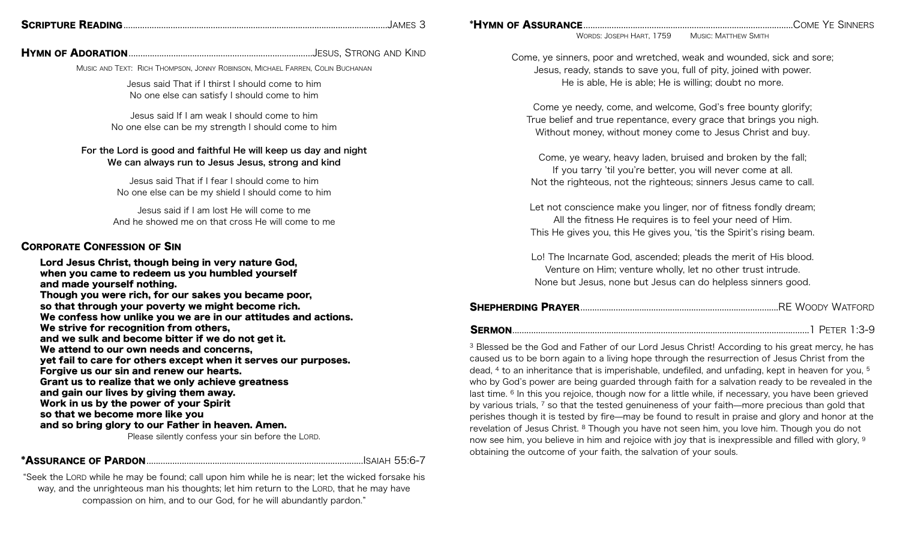**Scripture Reading** .......... James 3

**Hymn of Adoration** .......... Jesus, Strong and Kind

Music and Text: Rich Thompson, Jonny Robinson, Michael Farren, Colin Buchanan

Jesus said That if I thirst I should come to him
No one else can satisfy I should come to him

Jesus said If I am weak I should come to him
No one else can be my strength I should come to him

**For the Lord is good and faithful He will keep us day and night**
**We can always run to Jesus Jesus, strong and kind**

Jesus said That if I fear I should come to him
No one else can be my shield I should come to him

Jesus said if I am lost He will come to me
And he showed me on that cross He will come to me

**Corporate Confession of Sin**

**Lord Jesus Christ, though being in very nature God,**
**when you came to redeem us you humbled yourself**
**and made yourself nothing.**
**Though you were rich, for our sakes you became poor,**
**so that through your poverty we might become rich.**
**We confess how unlike you we are in our attitudes and actions.**
**We strive for recognition from others,**
**and we sulk and become bitter if we do not get it.**
**We attend to our own needs and concerns,**
**yet fail to care for others except when it serves our purposes.**
**Forgive us our sin and renew our hearts.**
**Grant us to realize that we only achieve greatness**
**and gain our lives by giving them away.**
**Work in us by the power of your Spirit**
**so that we become more like you**
**and so bring glory to our Father in heaven. Amen.**

Please silently confess your sin before the Lord.

**\*Assurance of Pardon** .......... Isaiah 55:6-7

"Seek the Lord while he may be found; call upon him while he is near; let the wicked forsake his way, and the unrighteous man his thoughts; let him return to the Lord, that he may have compassion on him, and to our God, for he will abundantly pardon."

**\*Hymn of Assurance** .......... Come Ye Sinners

Words: Joseph Hart, 1759 Music: Matthew Smith

Come, ye sinners, poor and wretched, weak and wounded, sick and sore;
Jesus, ready, stands to save you, full of pity, joined with power.
He is able, He is able; He is willing; doubt no more.

Come ye needy, come, and welcome, God's free bounty glorify;
True belief and true repentance, every grace that brings you nigh.
Without money, without money come to Jesus Christ and buy.

Come, ye weary, heavy laden, bruised and broken by the fall;
If you tarry 'til you're better, you will never come at all.
Not the righteous, not the righteous; sinners Jesus came to call.

Let not conscience make you linger, nor of fitness fondly dream;
All the fitness He requires is to feel your need of Him.
This He gives you, this He gives you, 'tis the Spirit's rising beam.

Lo! The Incarnate God, ascended; pleads the merit of His blood.
Venture on Him; venture wholly, let no other trust intrude.
None but Jesus, none but Jesus can do helpless sinners good.

**Shepherding Prayer** .......... RE Woody Watford

**Sermon** .......... 1 Peter 1:3-9

[3] Blessed be the God and Father of our Lord Jesus Christ! According to his great mercy, he has caused us to be born again to a living hope through the resurrection of Jesus Christ from the dead, [4] to an inheritance that is imperishable, undefiled, and unfading, kept in heaven for you, [5] who by God's power are being guarded through faith for a salvation ready to be revealed in the last time. [6] In this you rejoice, though now for a little while, if necessary, you have been grieved by various trials, [7] so that the tested genuineness of your faith—more precious than gold that perishes though it is tested by fire—may be found to result in praise and glory and honor at the revelation of Jesus Christ. [8] Though you have not seen him, you love him. Though you do not now see him, you believe in him and rejoice with joy that is inexpressible and filled with glory, [9] obtaining the outcome of your faith, the salvation of your souls.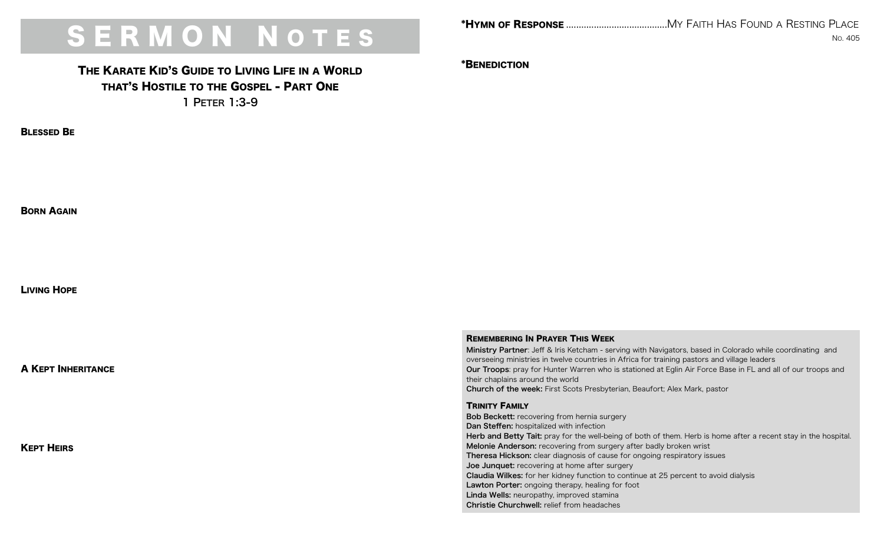# SERMON NOTES

## The Karate Kid's Guide to Living Life in a World that's Hostile to the Gospel - Part One

1 Peter 1:3-9

**Blessed Be**

**Born Again**

**Living Hope**

**A Kept Inheritance**

**Kept Heirs**

**\*Hymn of Response** ........................................ My Faith Has Found a Resting Place

No. 405

**\*Benediction**

### Remembering In Prayer This Week

**Ministry Partner**: Jeff & Iris Ketcham - serving with Navigators, based in Colorado while coordinating and overseeing ministries in twelve countries in Africa for training pastors and village leaders

**Our Troops**: pray for Hunter Warren who is stationed at Eglin Air Force Base in FL and all of our troops and their chaplains around the world

**Church of the week:** First Scots Presbyterian, Beaufort; Alex Mark, pastor

### Trinity Family

**Bob Beckett:** recovering from hernia surgery
**Dan Steffen:** hospitalized with infection
**Herb and Betty Tait:** pray for the well-being of both of them. Herb is home after a recent stay in the hospital.
**Melonie Anderson:** recovering from surgery after badly broken wrist
**Theresa Hickson:** clear diagnosis of cause for ongoing respiratory issues
**Joe Junquet:** recovering at home after surgery
**Claudia Wilkes:** for her kidney function to continue at 25 percent to avoid dialysis
**Lawton Porter:** ongoing therapy, healing for foot
**Linda Wells:** neuropathy, improved stamina
**Christie Churchwell:** relief from headaches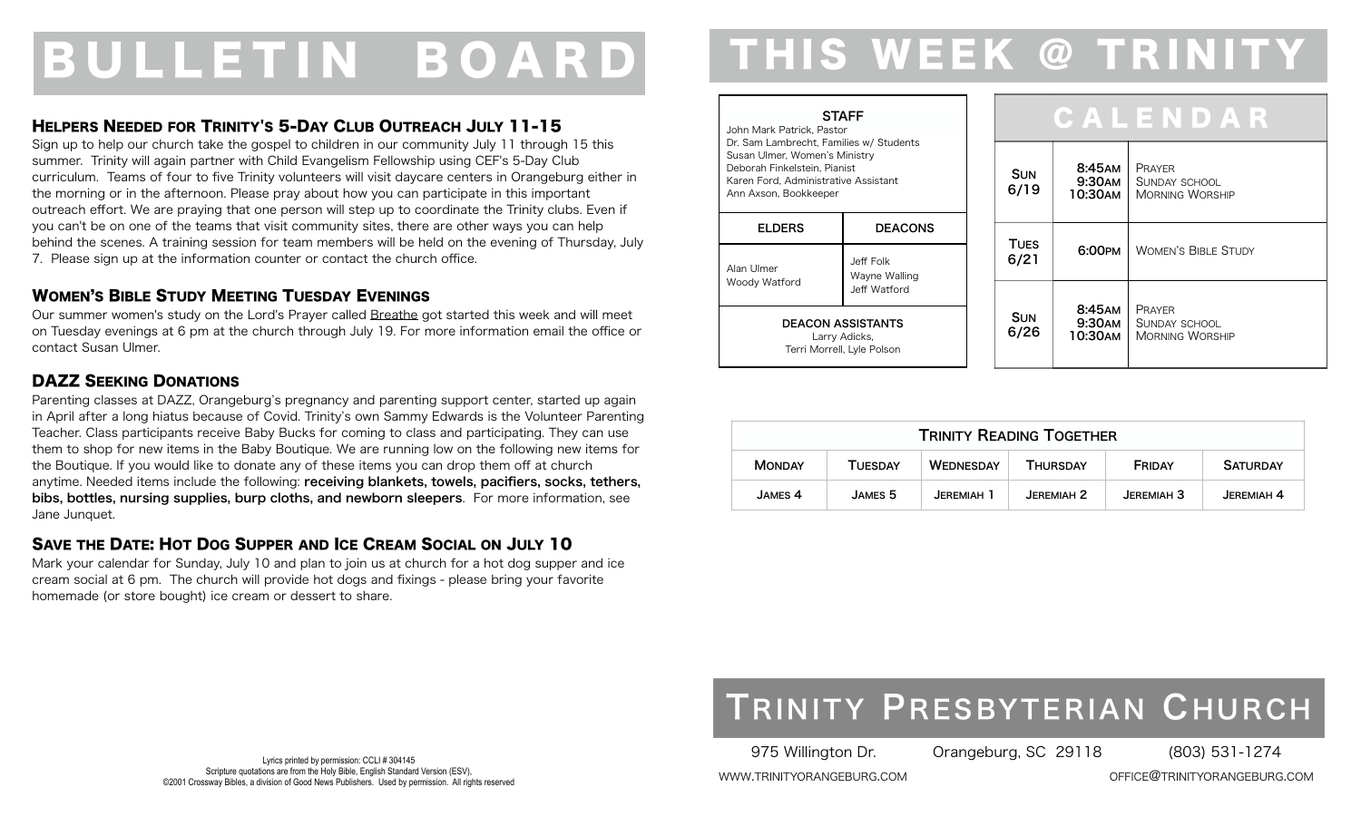# BULLETIN BOARD

### Helpers Needed for Trinity's 5-Day Club Outreach July 11-15

Sign up to help our church take the gospel to children in our community July 11 through 15 this summer. Trinity will again partner with Child Evangelism Fellowship using CEF's 5-Day Club curriculum. Teams of four to five Trinity volunteers will visit daycare centers in Orangeburg either in the morning or in the afternoon. Please pray about how you can participate in this important outreach effort. We are praying that one person will step up to coordinate the Trinity clubs. Even if you can't be on one of the teams that visit community sites, there are other ways you can help behind the scenes. A training session for team members will be held on the evening of Thursday, July 7. Please sign up at the information counter or contact the church office.

### Women's Bible Study Meeting Tuesday Evenings

Our summer women's study on the Lord's Prayer called Breathe got started this week and will meet on Tuesday evenings at 6 pm at the church through July 19. For more information email the office or contact Susan Ulmer.

### DAZZ Seeking Donations

Parenting classes at DAZZ, Orangeburg's pregnancy and parenting support center, started up again in April after a long hiatus because of Covid. Trinity's own Sammy Edwards is the Volunteer Parenting Teacher. Class participants receive Baby Bucks for coming to class and participating. They can use them to shop for new items in the Baby Boutique. We are running low on the following new items for the Boutique. If you would like to donate any of these items you can drop them off at church anytime. Needed items include the following: **receiving blankets, towels, pacifiers, socks, tethers, bibs, bottles, nursing supplies, burp cloths, and newborn sleepers**. For more information, see Jane Junquet.

### Save the Date: Hot Dog Supper and Ice Cream Social on July 10

Mark your calendar for Sunday, July 10 and plan to join us at church for a hot dog supper and ice cream social at 6 pm. The church will provide hot dogs and fixings - please bring your favorite homemade (or store bought) ice cream or dessert to share.

Lyrics printed by permission: CCLI # 304145
Scripture quotations are from the Holy Bible, English Standard Version (ESV),
©2001 Crossway Bibles, a division of Good News Publishers. Used by permission. All rights reserved

# THIS WEEK @ TRINITY

**STAFF**

John Mark Patrick, Pastor
Dr. Sam Lambrecht, Families w/ Students
Susan Ulmer, Women's Ministry
Deborah Finkelstein, Pianist
Karen Ford, Administrative Assistant
Ann Axson, Bookkeeper

| ELDERS | DEACONS |
|---|---|
| Alan Ulmer<br>Woody Watford | Jeff Folk<br>Wayne Walling<br>Jeff Watford |

**DEACON ASSISTANTS**

Larry Adicks,
Terri Morrell, Lyle Polson

## CALENDAR

| | | |
|---|---|---|
| Sun 6/19 | 8:45am<br>9:30am<br>10:30am | Prayer<br>Sunday school<br>Morning Worship |
| Tues 6/21 | 6:00pm | Women's Bible Study |
| Sun 6/26 | 8:45am<br>9:30am<br>10:30am | Prayer<br>Sunday school<br>Morning Worship |

| Trinity Reading Together | | | | | |
|---|---|---|---|---|---|
| Monday | Tuesday | Wednesday | Thursday | Friday | Saturday |
| James 4 | James 5 | Jeremiah 1 | Jeremiah 2 | Jeremiah 3 | Jeremiah 4 |

# Trinity Presbyterian Church

975 Willington Dr. Orangeburg, SC 29118 (803) 531-1274

www.trinityorangeburg.com office@trinityorangeburg.com